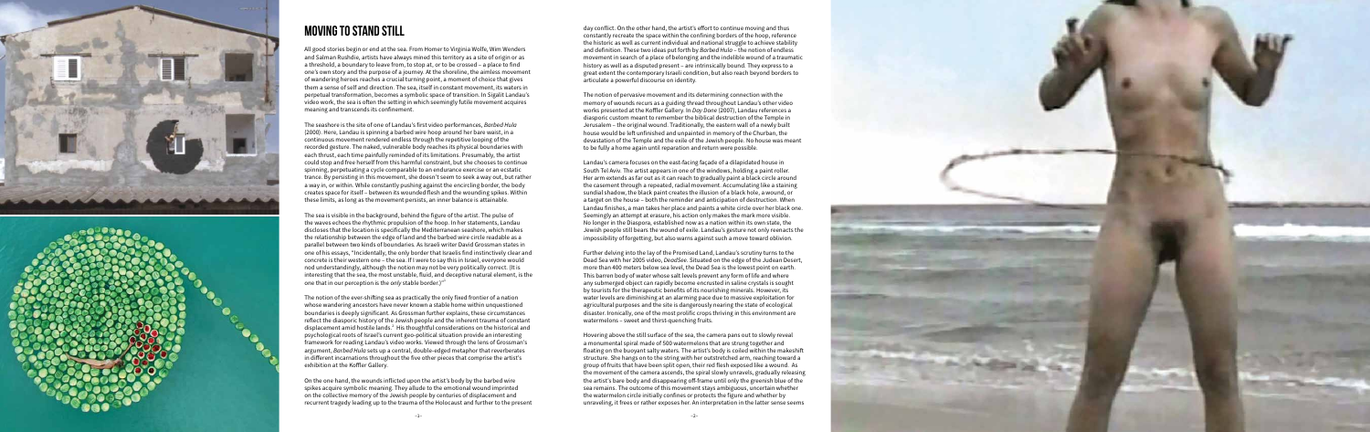# MOVING TO STAND STILL

All good stories begin or end at the sea. From Homer to Virginia Wolfe, Wim Wenders and Salman Rushdie, artists have always mined this territory as a site of origin or as a threshold, a boundary to leave from, to stop at, or to be crossed – a place to find one's own story and the purpose of a journey. At the shoreline, the aimless movement of wandering heroes reaches a crucial turning point, a moment of choice that gives them a sense of self and direction. The sea, itself in constant movement, its waters in perpetual transformation, becomes a symbolic space of transition. In Sigalit Landau's video work, the sea is often the setting in which seemingly futile movement acquires meaning and transcends its confinement.

The seashore is the site of one of Landau's first video performances, *Barbed Hula* (2000). Here, Landau is spinning a barbed wire hoop around her bare waist, in a continuous movement rendered endless through the repetitive looping of the recorded gesture. The naked, vulnerable body reaches its physical boundaries with each thrust, each time painfully reminded of its limitations. Presumably, the artist could stop and free herself from this harmful constraint, but she chooses to continue spinning, perpetuating a cycle comparable to an endurance exercise or an ecstatic trance. By persisting in this movement, she doesn't seem to seek a way out, but rather a way in, or within. While constantly pushing against the encircling border, the body creates space for itself – between its wounded flesh and the wounding spikes. Within these limits, as long as the movement persists, an inner balance is attainable.

The sea is visible in the background, behind the figure of the artist. The pulse of the waves echoes the rhythmic propulsion of the hoop. In her statements, Landau discloses that the location is specifically the Mediterranean seashore, which makes the relationship between the edge of land and the barbed wire circle readable as a parallel between two kinds of boundaries. As Israeli writer David Grossman states in one of his essays, "Incidentally, the only border that Israelis find instinctively clear and concrete is their western one – the sea. If I were to say this in Israel, everyone would nod understandingly, although the notion may not be very politically correct. (It is interesting that the sea, the most unstable, fluid, and deceptive natural element, is the one that in our perception is the *only* stable border.)"[1]

The notion of the ever-shifting sea as practically the only fixed frontier of a nation whose wandering ancestors have never known a stable home within unquestioned boundaries is deeply significant. As Grossman further explains, these circumstances reflect the diasporic history of the Jewish people and the inherent trauma of constant displacement amid hostile lands.[2] His thoughtful considerations on the historical and psychological roots of Israel's current geo-political situation provide an interesting framework for reading Landau's video works. Viewed through the lens of Grossman's argument, *Barbed Hula* sets up a central, double-edged metaphor that reverberates in different incarnations throughout the five other pieces that comprise the artist's exhibition at the Koffler Gallery.

On the one hand, the wounds inflicted upon the artist's body by the barbed wire spikes acquire symbolic meaning. They allude to the emotional wound imprinted on the collective memory of the Jewish people by centuries of displacement and recurrent tragedy leading up to the trauma of the Holocaust and further to the present day conflict. On the other hand, the artist's effort to continue moving and thus constantly recreate the space within the confining borders of the hoop, reference the historic as well as current individual and national struggle to achieve stability and definition. These two ideas put forth by *Barbed Hula* – the notion of endless movement in search of a place of belonging and the indelible wound of a traumatic history as well as a disputed present – are intrinsically bound. They express to a great extent the contemporary Israeli condition, but also reach beyond borders to articulate a powerful discourse on identity.

The notion of pervasive movement and its determining connection with the memory of wounds recurs as a guiding thread throughout Landau's other video works presented at the Koffler Gallery. In *Day Done* (2007), Landau references a diasporic custom meant to remember the biblical destruction of the Temple in Jerusalem – the original wound. Traditionally, the eastern wall of a newly built house would be left unfinished and unpainted in memory of the Churban, the devastation of the Temple and the exile of the Jewish people. No house was meant to be fully a home again until reparation and return were possible.

Landau's camera focuses on the east-facing façade of a dilapidated house in South Tel Aviv. The artist appears in one of the windows, holding a paint roller. Her arm extends as far out as it can reach to gradually paint a black circle around the casement through a repeated, radial movement. Accumulating like a staining sundial shadow, the black paint creates the illusion of a black hole, a wound, or a target on the house – both the reminder and anticipation of destruction. When Landau finishes, a man takes her place and paints a white circle over her black one. Seemingly an attempt at erasure, his action only makes the mark more visible. No longer in the Diaspora, established now as a nation within its own state, the Jewish people still bears the wound of exile. Landau's gesture not only reenacts the impossibility of forgetting, but also warns against such a move toward oblivion.

Further delving into the lay of the Promised Land, Landau's scrutiny turns to the Dead Sea with her 2005 video, *DeadSee*. Situated on the edge of the Judean Desert, more than 400 meters below sea level, the Dead Sea is the lowest point on earth. This barren body of water whose salt levels prevent any form of life and where any submerged object can rapidly become encrusted in saline crystals is sought by tourists for the therapeutic benefits of its nourishing minerals. However, its water levels are diminishing at an alarming pace due to massive exploitation for agricultural purposes and the site is dangerously nearing the state of ecological disaster. Ironically, one of the most prolific crops thriving in this environment are watermelons – sweet and thirst-quenching fruits.

Hovering above the still surface of the sea, the camera pans out to slowly reveal a monumental spiral made of 500 watermelons that are strung together and floating on the buoyant salty waters. The artist's body is coiled within the makeshift structure. She hangs on to the string with her outstretched arm, reaching toward a group of fruits that have been split open, their red flesh exposed like a wound. As the movement of the camera ascends, the spiral slowly unravels, gradually releasing the artist's bare body and disappearing off-frame until only the greenish blue of the sea remains. The outcome of this movement stays ambiguous, uncertain whether the watermelon circle initially confines or protects the figure and whether by unraveling, it frees or rather exposes her. An interpretation in the latter sense seems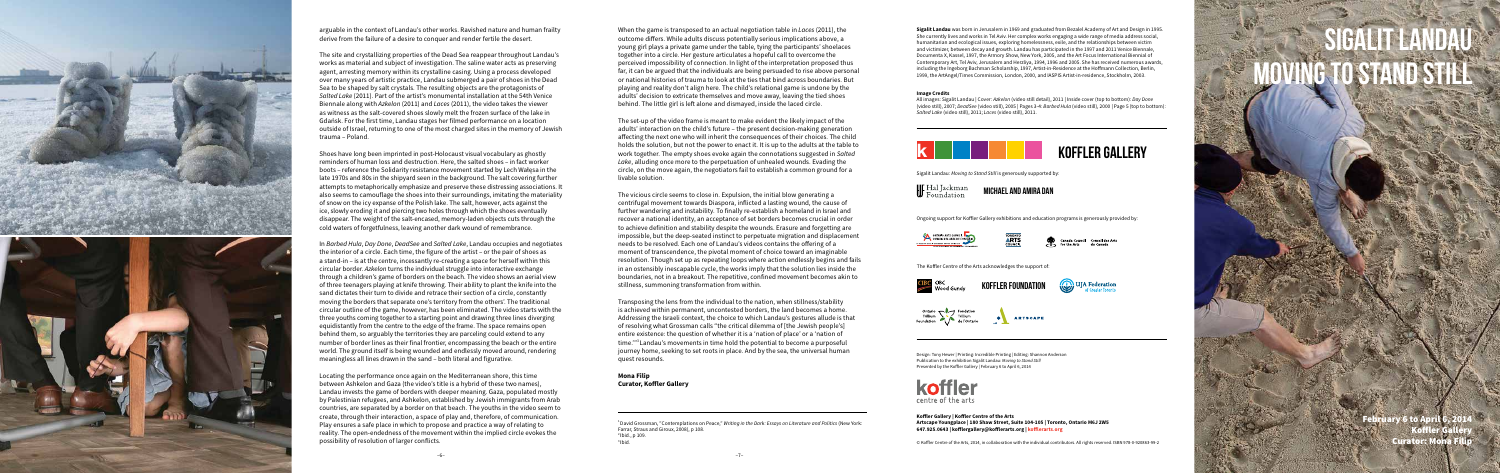arguable in the context of Landau's other works. Ravished nature and human frailty derive from the failure of a desire to conquer and render fertile the desert.

The site and crystallizing properties of the Dead Sea reappear throughout Landau's works as material and subject of investigation. The saline water acts as preserving agent, arresting memory within its crystalline casing. Using a process developed over many years of artistic practice, Landau submerged a pair of shoes in the Dead Sea to be shaped by salt crystals. The resulting objects are the protagonists of *Salted Lake* (2011). Part of the artist's monumental installation at the 54th Venice Biennale along with *Azkelon* (2011) and *Laces* (2013), the video takes the viewer as witness as the salt-covered shoes slowly melt the frozen surface of the lake in Gdańsk. For the first time, Landau stages her filmed performance on a location outside of Israel, returning to one of the most charged sites in the memory of Jewish trauma – Poland.

Shoes have long been imprinted in post-Holocaust visual vocabulary as ghostly reminders of human loss and destruction. Here, the salted shoes – in fact worker boots – reference the Solidarity resistance movement started by Lech Wałęsa in the late 1970s and 80s in the shipyard seen in the background. The salt covering further attempts to metaphorically emphasize and preserve these distressing associations. It also seems to camouflage the shoes into their surroundings, imitating the materiality of snow on the icy expanse of the Polish lake. The salt, however, acts against the ice, slowly eroding it and piercing two holes through which the shoes eventually disappear. The weight of the salt-encased, memory-laden objects cuts through the cold waters of forgetfulness, leaving another dark wound of remembrance.

In *Barbed Hula*, *Day Done*, *DeadSee* and *Salted Lake*, Landau occupies and negotiates the interior of a circle. Each time, the figure of the artist – or the pair of shoes as a stand-in – is at the centre, incessantly re-creating a space for herself within this circular border. *Azkelon* turns the individual struggle into interactive exchange through a children's game of borders on the beach. The video shows an aerial view of three teenagers playing at knife throwing. Their ability to plant the knife into the sand dictates their turn to divide and retrace their section of a circle, constantly moving the borders that separate one's territory from the others'. The traditional circular outline of the game, however, has been eliminated. The video starts with the three youths coming together to a starting point and drawing three lines diverging equidistantly from the centre to the edge of the frame. The space remains open behind them, so arguably the territories they are parceling could extend to any number of border lines as their final frontier, encompassing the beach or the entire world. The ground itself is being wounded and endlessly moved around, rendering meaningless all lines drawn in the sand – both literal and figurative.

Locating the performance once again on the Mediterranean shore, this time between Ashkelon and Gaza (the video's title is a hybrid of these two names), Landau invests the game of borders with deeper meaning. Gaza, populated mostly by Palestinian refugees, and Ashkelon, established by Jewish immigrants from Arab countries, are separated by a border on that beach. The youths in the video seem to create, through their interaction, a space of play and, therefore, of communication. Play ensures a safe place in which to propose and practice a way of relating to reality. The open-endedness of the movement within the implied circle evokes the possibility of resolution of larger conflicts.

When the game is transposed to an actual negotiation table in *Laces* (2011), the outcome differs. While adults discuss potentially serious implications above, a young girl plays a private game under the table, tying the participants' shoelaces together into a circle. Her gesture articulates a hopeful call to overcome the perceived impossibility of connection. In light of the interpretation proposed thus far, it can be argued that the individuals are being persuaded to rise above personal or national histories of trauma to look at the ties that bind across boundaries. But playing and reality don't align here. The child's relational game is undone by the adults' decision to extricate themselves and move away, leaving the tied shoes behind. The little girl is left alone and dismayed, inside the laced circle.

The set-up of the video frame is meant to make evident the likely impact of the adults' interaction on the child's future – the present decision-making generation affecting the next one who will inherit the consequences of their choices. The child holds the solution, but not the power to enact it. It is up to the adults at the table to work together. The empty shoes evoke again the connotations suggested in *Salted Lake*, alluding once more to the perpetuation of unhealed wounds. Evading the circle, on the move again, the negotiators fail to establish a common ground for a livable solution.

The vicious circle seems to close in. Expulsion, the initial blow generating a centrifugal movement towards Diaspora, inflicted a lasting wound, the cause of further wandering and instability. To finally re-establish a homeland in Israel and recover a national identity, an acceptance of set borders becomes crucial in order to achieve definition and stability despite the wounds. Erasure and forgetting are impossible, but the deep-seated instinct to perpetuate migration and displacement needs to be resolved. Each one of Landau's videos contains the offering of a moment of transcendence, the pivotal moment of choice toward an imaginable resolution. Though set up as repeating loops where action endlessly begins and fails in an ostensibly inescapable cycle, the works imply that the solution lies inside the boundaries, not in a breakout. The repetitive, confined movement becomes akin to stillness, summoning transformation from within.

Transposing the lens from the individual to the nation, when stillness/stability is achieved within permanent, uncontested borders, the land becomes a home. Addressing the Israeli context, the choice to which Landau's gestures allude is that of resolving what Grossman calls "the critical dilemma of [the Jewish people's] entire existence: the question of whether it is a 'nation of place' or a 'nation of time.'"[3] Landau's movements in time hold the potential to become a purposeful journey home, seeking to set roots in place. And by the sea, the universal human quest resounds.

**Mona Filip**
**Curator, Koffler Gallery**

[1] David Grossman, "Contemplations on Peace," *Writing in the Dark: Essays on Literature and Politics* (New York: Farrar, Straus and Giroux, 2008), p. 108.
[2] Ibid., p. 109.
[3] Ibid.

**Sigalit Landau** was born in Jerusalem in 1969 and graduated from Bezalel Academy of Art and Design in 1995. She currently lives and works in Tel Aviv. Her complex works engaging a wide range of media address social, humanitarian and ecological issues, exploring homelessness, exile, and the relationships between victim and victimizer, between decay and growth. Landau has participated in the 1997 and 2011 Venice Biennale, Documenta X, Kassel, 1997, the Armory Show, New York, 2005, and the Art Focus International Biennial of Contemporary Art, Tel Aviv, Jerusalem and Herzliya, 1994, 1996 and 2006. She has received numerous awards, including the Ingeborg Bachman Scholarship, 1997, Artist-in-Residence in the Hoffmann Collection, Berlin, 1999, the ArtAngel/Times Commission, London, 2000, and IASPIS Artist-in-Residence, Stockholm, 2003.

**Image Credits**
All images: Sigalit Landau | Cover: *Azkelon* (video still detail), 2011 | Inside cover (top to bottom): *Day Done* (video still), 2007; *DeadSee* (video still), 2005 | Pages 3-6: *Barbed Hula* (video still), 2000 | Page 5 (top to bottom): *Salted Lake* (video still), 2011; *Laces* (video still), 2011.

# KOFFLER GALLERY

Sigalit Landau: *Moving to Stand Still* is generously supported by:

Hal Jackman Foundation

MICHAEL AND AMIRA DAN

Ongoing support for Koffler Gallery exhibitions and education programs is generously provided by:

The Koffler Centre of the Arts acknowledges the support of:

KOFFLER FOUNDATION

Design: Tony Hewer | Printing: Incredible Printing | Editing: Shannon Anderson
Publication to the exhibition Sigalit Landau: Moving to Stand Still
Presented by the Koffler Gallery | February 6 to April 6, 2014

koffler
centre of the arts

**Koffler Gallery | Koffler Centre of the Arts**
**Artscape Youngplace | 180 Shaw Street, Suite 104-105 | Toronto, Ontario M6J 2W5**
**647 925 0643 | kofflergallery@kofflerarts.org | kofflerarts.org**

© Koffler Centre of the Arts, 2014, in collaboration with the individual contributors. All rights reserved. ISBN 978-0-920863-99-2

# SIGALIT LANDAU MOVING TO STAND STILL

**February 6 to April 6, 2014**
**Koffler Gallery**
**Curator: Mona Filip**